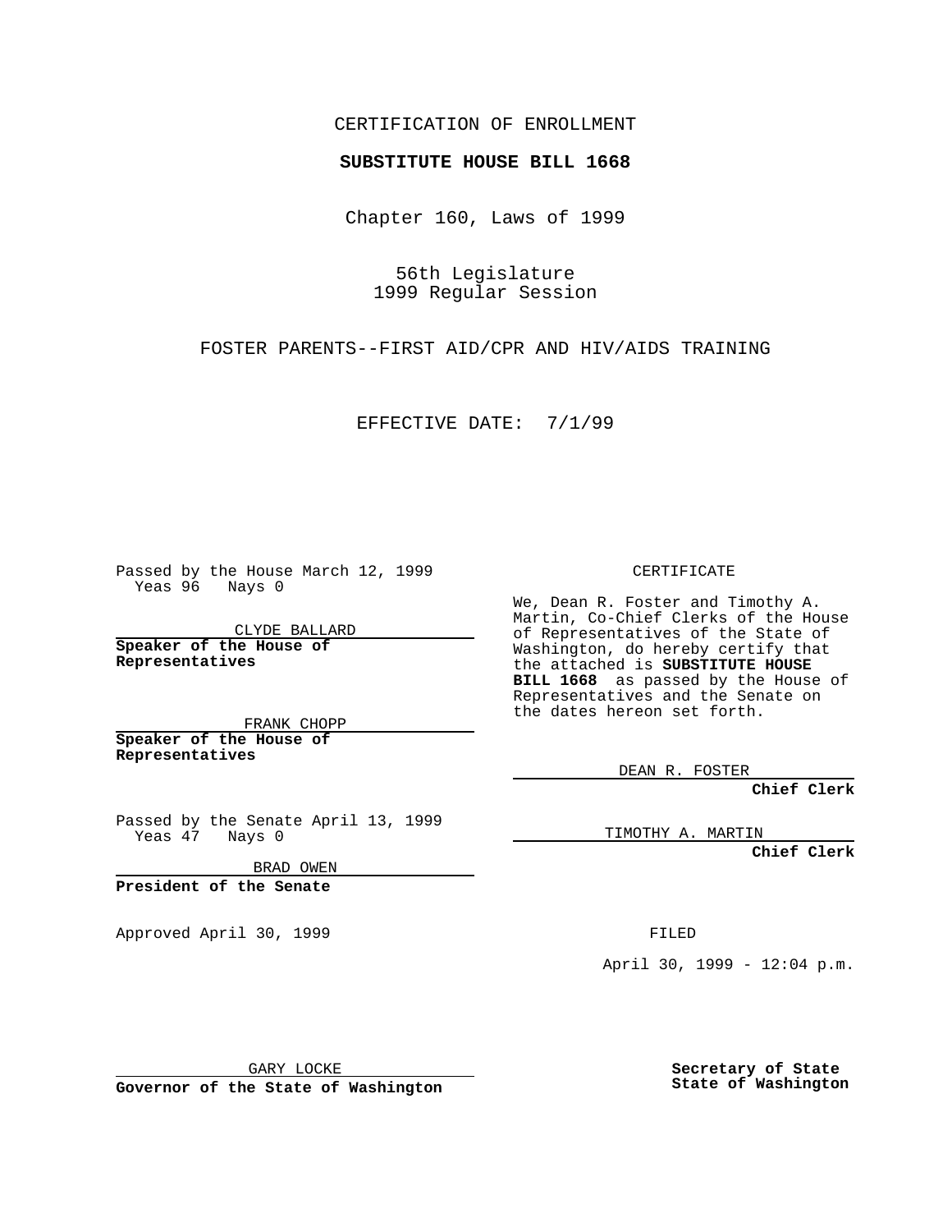CERTIFICATION OF ENROLLMENT

**SUBSTITUTE HOUSE BILL 1668**

Chapter 160, Laws of 1999

56th Legislature
1999 Regular Session

FOSTER PARENTS--FIRST AID/CPR AND HIV/AIDS TRAINING

EFFECTIVE DATE: 7/1/99

Passed by the House March 12, 1999
Yeas 96 Nays 0

CLYDE BALLARD
**Speaker of the House of Representatives**

FRANK CHOPP
**Speaker of the House of Representatives**

Passed by the Senate April 13, 1999
Yeas 47 Nays 0

BRAD OWEN
**President of the Senate**

Approved April 30, 1999

GARY LOCKE
**Governor of the State of Washington**

CERTIFICATE

We, Dean R. Foster and Timothy A. Martin, Co-Chief Clerks of the House of Representatives of the State of Washington, do hereby certify that the attached is **SUBSTITUTE HOUSE BILL 1668** as passed by the House of Representatives and the Senate on the dates hereon set forth.

DEAN R. FOSTER
**Chief Clerk**

TIMOTHY A. MARTIN
**Chief Clerk**

FILED

April 30, 1999 - 12:04 p.m.

**Secretary of State**
**State of Washington**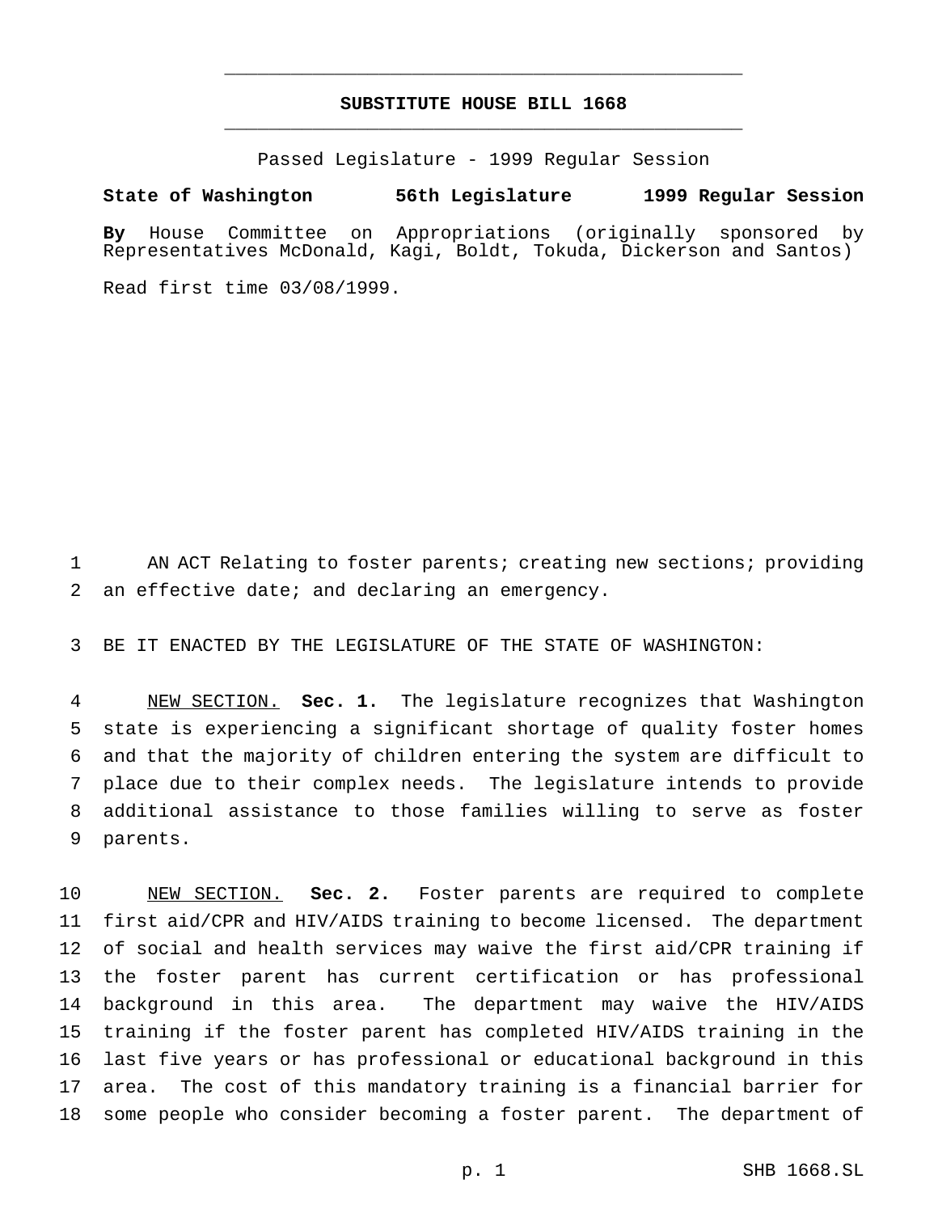# SUBSTITUTE HOUSE BILL 1668

Passed Legislature - 1999 Regular Session

**State of Washington 56th Legislature 1999 Regular Session**

**By** House Committee on Appropriations (originally sponsored by Representatives McDonald, Kagi, Boldt, Tokuda, Dickerson and Santos)

Read first time 03/08/1999.

AN ACT Relating to foster parents; creating new sections; providing an effective date; and declaring an emergency.

BE IT ENACTED BY THE LEGISLATURE OF THE STATE OF WASHINGTON:

NEW SECTION. **Sec. 1.** The legislature recognizes that Washington state is experiencing a significant shortage of quality foster homes and that the majority of children entering the system are difficult to place due to their complex needs. The legislature intends to provide additional assistance to those families willing to serve as foster parents.

NEW SECTION. **Sec. 2.** Foster parents are required to complete first aid/CPR and HIV/AIDS training to become licensed. The department of social and health services may waive the first aid/CPR training if the foster parent has current certification or has professional background in this area. The department may waive the HIV/AIDS training if the foster parent has completed HIV/AIDS training in the last five years or has professional or educational background in this area. The cost of this mandatory training is a financial barrier for some people who consider becoming a foster parent. The department of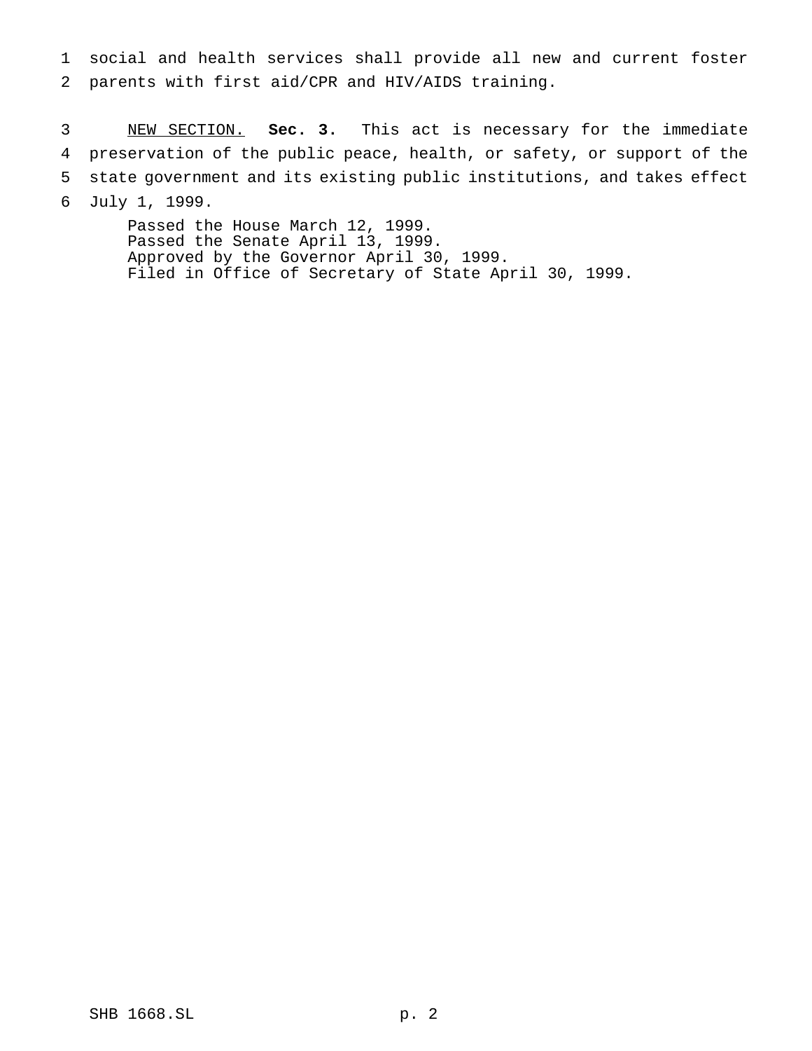social and health services shall provide all new and current foster parents with first aid/CPR and HIV/AIDS training.

NEW SECTION. **Sec. 3.** This act is necessary for the immediate preservation of the public peace, health, or safety, or support of the state government and its existing public institutions, and takes effect July 1, 1999.

Passed the House March 12, 1999.
Passed the Senate April 13, 1999.
Approved by the Governor April 30, 1999.
Filed in Office of Secretary of State April 30, 1999.